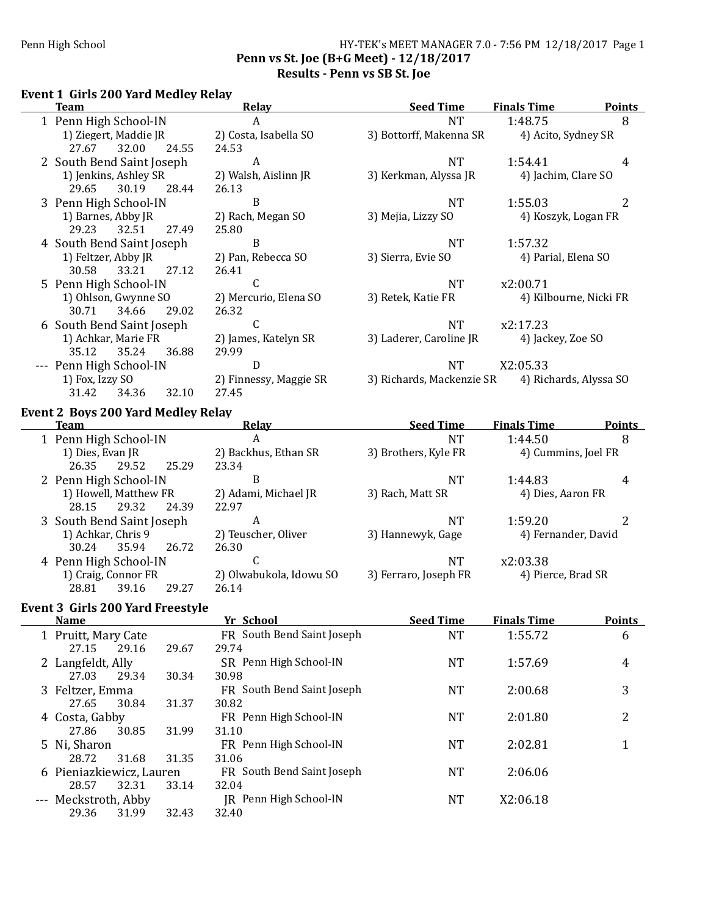Penn High School

HY-TEK's MEET MANAGER 7.0 - 7:56 PM 12/18/2017

**Penn vs St. Joe (B+G Meet) - 12/18/2017**

**Results - Penn vs SB St. Joe**

### Event 1 Girls 200 Yard Medley Relay

| | Team | Relay | Seed Time | Finals Time | Points |
|---|---|---|---|---|---|
| 1 | Penn High School-IN | A | NT | 1:48.75 | 8 |
| | 1) Ziegert, Maddie JR | 2) Costa, Isabella SO | 3) Bottorff, Makenna SR | 4) Acito, Sydney SR | |
| | 27.67 32.00 24.55 | 24.53 | | | |
| 2 | South Bend Saint Joseph | A | NT | 1:54.41 | 4 |
| | 1) Jenkins, Ashley SR | 2) Walsh, Aislinn JR | 3) Kerkman, Alyssa JR | 4) Jachim, Clare SO | |
| | 29.65 30.19 28.44 | 26.13 | | | |
| 3 | Penn High School-IN | B | NT | 1:55.03 | 2 |
| | 1) Barnes, Abby JR | 2) Rach, Megan SO | 3) Mejia, Lizzy SO | 4) Koszyk, Logan FR | |
| | 29.23 32.51 27.49 | 25.80 | | | |
| 4 | South Bend Saint Joseph | B | NT | 1:57.32 | |
| | 1) Feltzer, Abby JR | 2) Pan, Rebecca SO | 3) Sierra, Evie SO | 4) Parial, Elena SO | |
| | 30.58 33.21 27.12 | 26.41 | | | |
| 5 | Penn High School-IN | C | NT | x2:00.71 | |
| | 1) Ohlson, Gwynne SO | 2) Mercurio, Elena SO | 3) Retek, Katie FR | 4) Kilbourne, Nicki FR | |
| | 30.71 34.66 29.02 | 26.32 | | | |
| 6 | South Bend Saint Joseph | C | NT | x2:17.23 | |
| | 1) Achkar, Marie FR | 2) James, Katelyn SR | 3) Laderer, Caroline JR | 4) Jackey, Zoe SO | |
| | 35.12 35.24 36.88 | 29.99 | | | |
| --- | Penn High School-IN | D | NT | X2:05.33 | |
| | 1) Fox, Izzy SO | 2) Finnessy, Maggie SR | 3) Richards, Mackenzie SR | 4) Richards, Alyssa SO | |
| | 31.42 34.36 32.10 | 27.45 | | | |

### Event 2 Boys 200 Yard Medley Relay

| | Team | Relay | Seed Time | Finals Time | Points |
|---|---|---|---|---|---|
| 1 | Penn High School-IN | A | NT | 1:44.50 | 8 |
| | 1) Dies, Evan JR | 2) Backhus, Ethan SR | 3) Brothers, Kyle FR | 4) Cummins, Joel FR | |
| | 26.35 29.52 25.29 | 23.34 | | | |
| 2 | Penn High School-IN | B | NT | 1:44.83 | 4 |
| | 1) Howell, Matthew FR | 2) Adami, Michael JR | 3) Rach, Matt SR | 4) Dies, Aaron FR | |
| | 28.15 29.32 24.39 | 22.97 | | | |
| 3 | South Bend Saint Joseph | A | NT | 1:59.20 | 2 |
| | 1) Achkar, Chris 9 | 2) Teuscher, Oliver | 3) Hannewyk, Gage | 4) Fernander, David | |
| | 30.24 35.94 26.72 | 26.30 | | | |
| 4 | Penn High School-IN | C | NT | x2:03.38 | |
| | 1) Craig, Connor FR | 2) Olwabukola, Idowu SO | 3) Ferraro, Joseph FR | 4) Pierce, Brad SR | |
| | 28.81 39.16 29.27 | 26.14 | | | |

### Event 3 Girls 200 Yard Freestyle

| | Name | Yr | School | Seed Time | Finals Time | Points |
|---|---|---|---|---|---|---|
| 1 | Pruitt, Mary Cate | FR | South Bend Saint Joseph | NT | 1:55.72 | 6 |
| | 27.15 29.16 29.67 29.74 | | | | | |
| 2 | Langfeldt, Ally | SR | Penn High School-IN | NT | 1:57.69 | 4 |
| | 27.03 29.34 30.34 30.98 | | | | | |
| 3 | Feltzer, Emma | FR | South Bend Saint Joseph | NT | 2:00.68 | 3 |
| | 27.65 30.84 31.37 30.82 | | | | | |
| 4 | Costa, Gabby | FR | Penn High School-IN | NT | 2:01.80 | 2 |
| | 27.86 30.85 31.99 31.10 | | | | | |
| 5 | Ni, Sharon | FR | Penn High School-IN | NT | 2:02.81 | 1 |
| | 28.72 31.68 31.35 31.06 | | | | | |
| 6 | Pieniazkiewicz, Lauren | FR | South Bend Saint Joseph | NT | 2:06.06 | |
| | 28.57 32.31 33.14 32.04 | | | | | |
| --- | Meckstroth, Abby | JR | Penn High School-IN | NT | X2:06.18 | |
| | 29.36 31.99 32.43 32.40 | | | | | |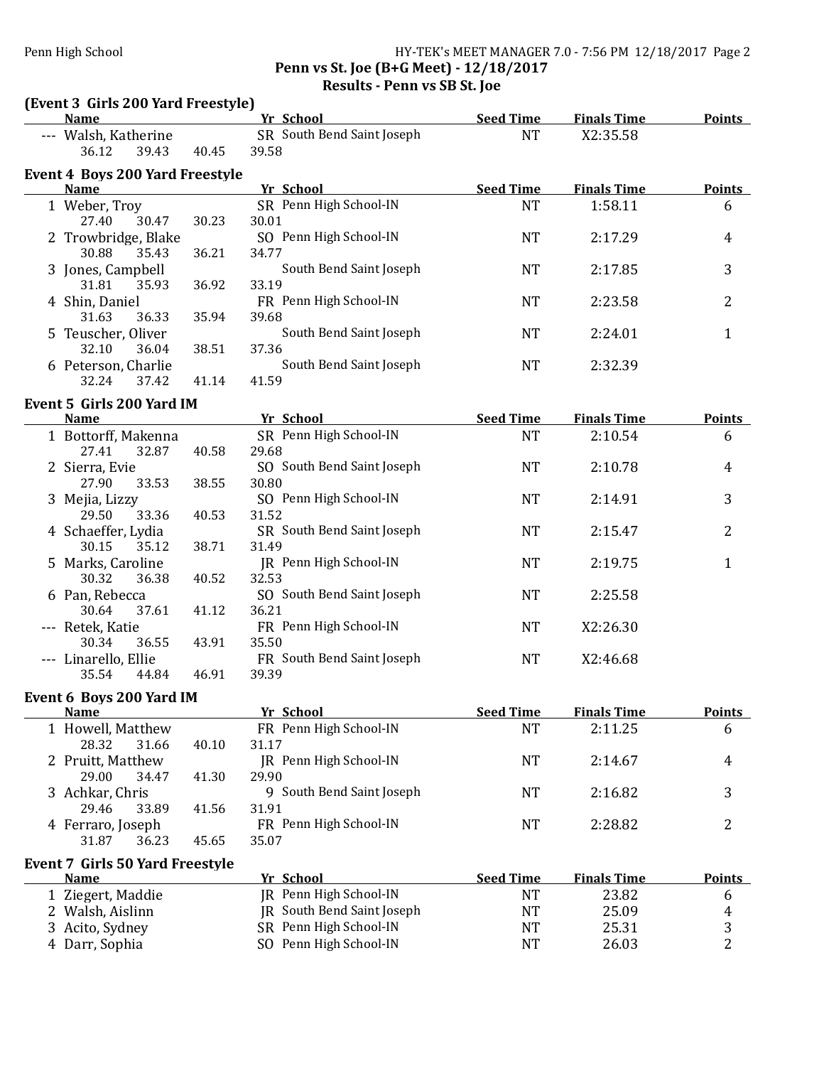**Penn vs St. Joe (B+G Meet) - 12/18/2017**

**Results - Penn vs SB St. Joe**

### (Event 3 Girls 200 Yard Freestyle)

| | Name | Yr | School | Seed Time | Finals Time | Points |
|---|---|---|---|---|---|---|
| --- | Walsh, Katherine | SR | South Bend Saint Joseph | NT | X2:35.58 | |
| | 36.12 39.43 40.45 39.58 | | | | | |

### Event 4 Boys 200 Yard Freestyle

| | Name | Yr | School | Seed Time | Finals Time | Points |
|---|---|---|---|---|---|---|
| 1 | Weber, Troy | SR | Penn High School-IN | NT | 1:58.11 | 6 |
| | 27.40 30.47 30.23 30.01 | | | | | |
| 2 | Trowbridge, Blake | SO | Penn High School-IN | NT | 2:17.29 | 4 |
| | 30.88 35.43 36.21 34.77 | | | | | |
| 3 | Jones, Campbell | | South Bend Saint Joseph | NT | 2:17.85 | 3 |
| | 31.81 35.93 36.92 33.19 | | | | | |
| 4 | Shin, Daniel | FR | Penn High School-IN | NT | 2:23.58 | 2 |
| | 31.63 36.33 35.94 39.68 | | | | | |
| 5 | Teuscher, Oliver | | South Bend Saint Joseph | NT | 2:24.01 | 1 |
| | 32.10 36.04 38.51 37.36 | | | | | |
| 6 | Peterson, Charlie | | South Bend Saint Joseph | NT | 2:32.39 | |
| | 32.24 37.42 41.14 41.59 | | | | | |

### Event 5 Girls 200 Yard IM

| | Name | Yr | School | Seed Time | Finals Time | Points |
|---|---|---|---|---|---|---|
| 1 | Bottorff, Makenna | SR | Penn High School-IN | NT | 2:10.54 | 6 |
| | 27.41 32.87 40.58 29.68 | | | | | |
| 2 | Sierra, Evie | SO | South Bend Saint Joseph | NT | 2:10.78 | 4 |
| | 27.90 33.53 38.55 30.80 | | | | | |
| 3 | Mejia, Lizzy | SO | Penn High School-IN | NT | 2:14.91 | 3 |
| | 29.50 33.36 40.53 31.52 | | | | | |
| 4 | Schaeffer, Lydia | SR | South Bend Saint Joseph | NT | 2:15.47 | 2 |
| | 30.15 35.12 38.71 31.49 | | | | | |
| 5 | Marks, Caroline | JR | Penn High School-IN | NT | 2:19.75 | 1 |
| | 30.32 36.38 40.52 32.53 | | | | | |
| 6 | Pan, Rebecca | SO | South Bend Saint Joseph | NT | 2:25.58 | |
| | 30.64 37.61 41.12 36.21 | | | | | |
| --- | Retek, Katie | FR | Penn High School-IN | NT | X2:26.30 | |
| | 30.34 36.55 43.91 35.50 | | | | | |
| --- | Linarello, Ellie | FR | South Bend Saint Joseph | NT | X2:46.68 | |
| | 35.54 44.84 46.91 39.39 | | | | | |

### Event 6 Boys 200 Yard IM

| | Name | Yr | School | Seed Time | Finals Time | Points |
|---|---|---|---|---|---|---|
| 1 | Howell, Matthew | FR | Penn High School-IN | NT | 2:11.25 | 6 |
| | 28.32 31.66 40.10 31.17 | | | | | |
| 2 | Pruitt, Matthew | JR | Penn High School-IN | NT | 2:14.67 | 4 |
| | 29.00 34.47 41.30 29.90 | | | | | |
| 3 | Achkar, Chris | 9 | South Bend Saint Joseph | NT | 2:16.82 | 3 |
| | 29.46 33.89 41.56 31.91 | | | | | |
| 4 | Ferraro, Joseph | FR | Penn High School-IN | NT | 2:28.82 | 2 |
| | 31.87 36.23 45.65 35.07 | | | | | |

### Event 7 Girls 50 Yard Freestyle

| | Name | Yr | School | Seed Time | Finals Time | Points |
|---|---|---|---|---|---|---|
| 1 | Ziegert, Maddie | JR | Penn High School-IN | NT | 23.82 | 6 |
| 2 | Walsh, Aislinn | JR | South Bend Saint Joseph | NT | 25.09 | 4 |
| 3 | Acito, Sydney | SR | Penn High School-IN | NT | 25.31 | 3 |
| 4 | Darr, Sophia | SO | Penn High School-IN | NT | 26.03 | 2 |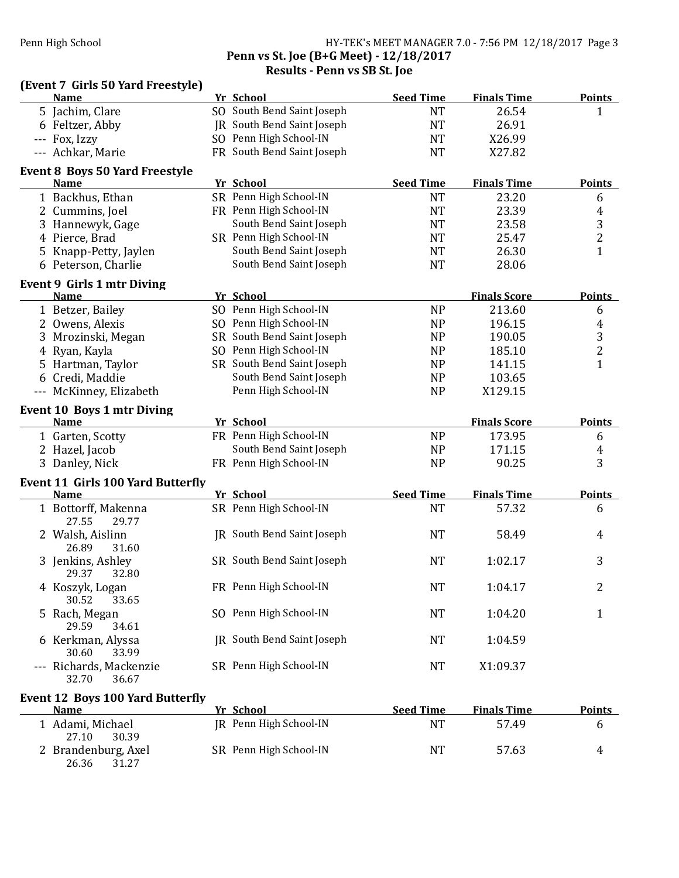Penn vs St. Joe (B+G Meet) - 12/18/2017
Results - Penn vs SB St. Joe

### (Event 7 Girls 50 Yard Freestyle)

| | Name | Yr | School | Seed Time | Finals Time | Points |
|---|---|---|---|---|---|---|
| 5 | Jachim, Clare | SO | South Bend Saint Joseph | NT | 26.54 | 1 |
| 6 | Feltzer, Abby | JR | South Bend Saint Joseph | NT | 26.91 | |
| --- | Fox, Izzy | SO | Penn High School-IN | NT | X26.99 | |
| --- | Achkar, Marie | FR | South Bend Saint Joseph | NT | X27.82 | |

### Event 8 Boys 50 Yard Freestyle

| | Name | Yr | School | Seed Time | Finals Time | Points |
|---|---|---|---|---|---|---|
| 1 | Backhus, Ethan | SR | Penn High School-IN | NT | 23.20 | 6 |
| 2 | Cummins, Joel | FR | Penn High School-IN | NT | 23.39 | 4 |
| 3 | Hannewyk, Gage | | South Bend Saint Joseph | NT | 23.58 | 3 |
| 4 | Pierce, Brad | SR | Penn High School-IN | NT | 25.47 | 2 |
| 5 | Knapp-Petty, Jaylen | | South Bend Saint Joseph | NT | 26.30 | 1 |
| 6 | Peterson, Charlie | | South Bend Saint Joseph | NT | 28.06 | |

### Event 9 Girls 1 mtr Diving

| | Name | Yr | School | | Finals Score | Points |
|---|---|---|---|---|---|---|
| 1 | Betzer, Bailey | SO | Penn High School-IN | NP | 213.60 | 6 |
| 2 | Owens, Alexis | SO | Penn High School-IN | NP | 196.15 | 4 |
| 3 | Mrozinski, Megan | SR | South Bend Saint Joseph | NP | 190.05 | 3 |
| 4 | Ryan, Kayla | SO | Penn High School-IN | NP | 185.10 | 2 |
| 5 | Hartman, Taylor | SR | South Bend Saint Joseph | NP | 141.15 | 1 |
| 6 | Credi, Maddie | | South Bend Saint Joseph | NP | 103.65 | |
| --- | McKinney, Elizabeth | | Penn High School-IN | NP | X129.15 | |

### Event 10 Boys 1 mtr Diving

| | Name | Yr | School | | Finals Score | Points |
|---|---|---|---|---|---|---|
| 1 | Garten, Scotty | FR | Penn High School-IN | NP | 173.95 | 6 |
| 2 | Hazel, Jacob | | South Bend Saint Joseph | NP | 171.15 | 4 |
| 3 | Danley, Nick | FR | Penn High School-IN | NP | 90.25 | 3 |

### Event 11 Girls 100 Yard Butterfly

| | Name | Yr | School | Seed Time | Finals Time | Points |
|---|---|---|---|---|---|---|
| 1 | Bottorff, Makenna (27.55, 29.77) | SR | Penn High School-IN | NT | 57.32 | 6 |
| 2 | Walsh, Aislinn (26.89, 31.60) | JR | South Bend Saint Joseph | NT | 58.49 | 4 |
| 3 | Jenkins, Ashley (29.37, 32.80) | SR | South Bend Saint Joseph | NT | 1:02.17 | 3 |
| 4 | Koszyk, Logan (30.52, 33.65) | FR | Penn High School-IN | NT | 1:04.17 | 2 |
| 5 | Rach, Megan (29.59, 34.61) | SO | Penn High School-IN | NT | 1:04.20 | 1 |
| 6 | Kerkman, Alyssa (30.60, 33.99) | JR | South Bend Saint Joseph | NT | 1:04.59 | |
| --- | Richards, Mackenzie (32.70, 36.67) | SR | Penn High School-IN | NT | X1:09.37 | |

### Event 12 Boys 100 Yard Butterfly

| | Name | Yr | School | Seed Time | Finals Time | Points |
|---|---|---|---|---|---|---|
| 1 | Adami, Michael (27.10, 30.39) | JR | Penn High School-IN | NT | 57.49 | 6 |
| 2 | Brandenburg, Axel (26.36, 31.27) | SR | Penn High School-IN | NT | 57.63 | 4 |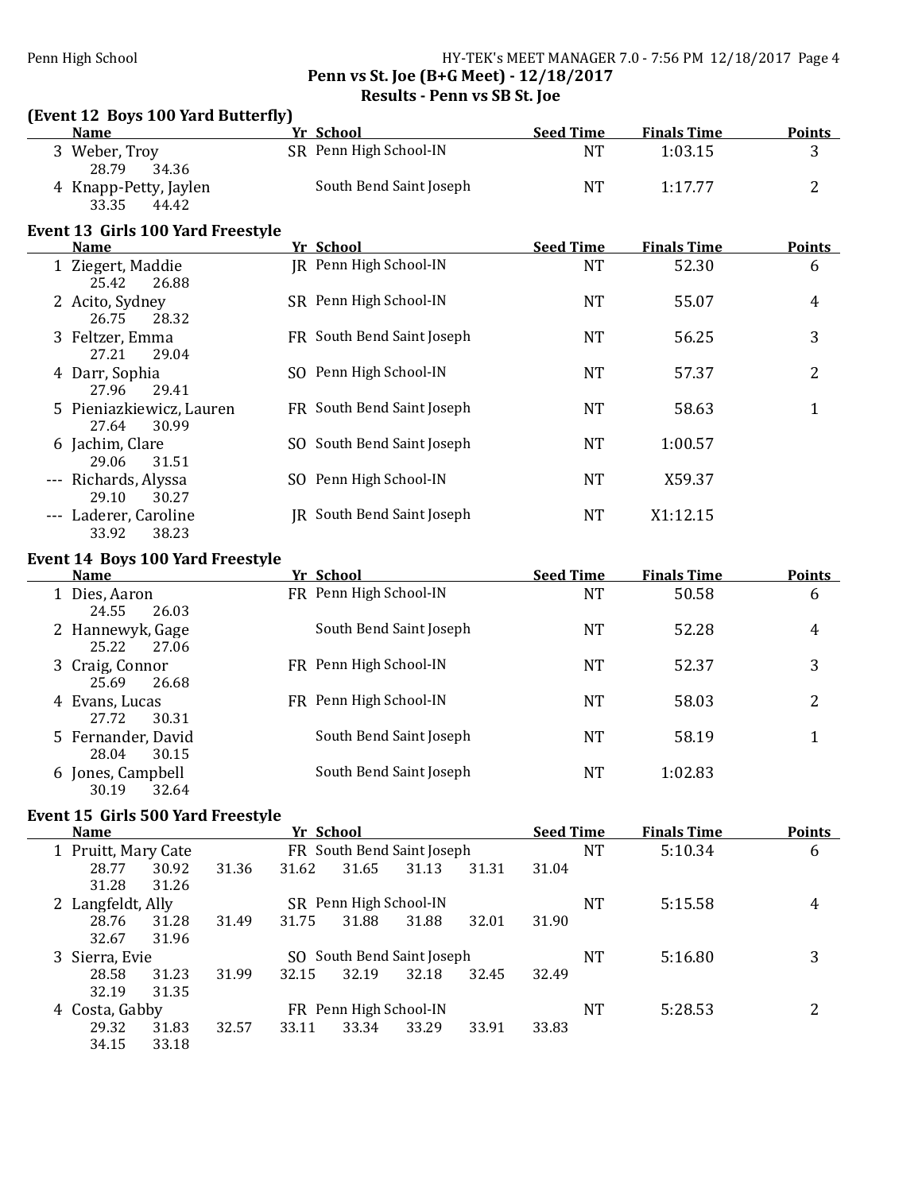## Penn vs St. Joe (B+G Meet) - 12/18/2017
### Results - Penn vs SB St. Joe

**(Event 12 Boys 100 Yard Butterfly)**

| | Name | Yr | School | Seed Time | Finals Time | Points |
|---|---|---|---|---|---|---|
| 3 | Weber, Troy | SR | Penn High School-IN | NT | 1:03.15 | 3 |
| | 28.79 34.36 | | | | | |
| 4 | Knapp-Petty, Jaylen | | South Bend Saint Joseph | NT | 1:17.77 | 2 |
| | 33.35 44.42 | | | | | |

**Event 13 Girls 100 Yard Freestyle**

| | Name | Yr | School | Seed Time | Finals Time | Points |
|---|---|---|---|---|---|---|
| 1 | Ziegert, Maddie | JR | Penn High School-IN | NT | 52.30 | 6 |
| | 25.42 26.88 | | | | | |
| 2 | Acito, Sydney | SR | Penn High School-IN | NT | 55.07 | 4 |
| | 26.75 28.32 | | | | | |
| 3 | Feltzer, Emma | FR | South Bend Saint Joseph | NT | 56.25 | 3 |
| | 27.21 29.04 | | | | | |
| 4 | Darr, Sophia | SO | Penn High School-IN | NT | 57.37 | 2 |
| | 27.96 29.41 | | | | | |
| 5 | Pieniazkiewicz, Lauren | FR | South Bend Saint Joseph | NT | 58.63 | 1 |
| | 27.64 30.99 | | | | | |
| 6 | Jachim, Clare | SO | South Bend Saint Joseph | NT | 1:00.57 | |
| | 29.06 31.51 | | | | | |
| --- | Richards, Alyssa | SO | Penn High School-IN | NT | X59.37 | |
| | 29.10 30.27 | | | | | |
| --- | Laderer, Caroline | JR | South Bend Saint Joseph | NT | X1:12.15 | |
| | 33.92 38.23 | | | | | |

**Event 14 Boys 100 Yard Freestyle**

| | Name | Yr | School | Seed Time | Finals Time | Points |
|---|---|---|---|---|---|---|
| 1 | Dies, Aaron | FR | Penn High School-IN | NT | 50.58 | 6 |
| | 24.55 26.03 | | | | | |
| 2 | Hannewyk, Gage | | South Bend Saint Joseph | NT | 52.28 | 4 |
| | 25.22 27.06 | | | | | |
| 3 | Craig, Connor | FR | Penn High School-IN | NT | 52.37 | 3 |
| | 25.69 26.68 | | | | | |
| 4 | Evans, Lucas | FR | Penn High School-IN | NT | 58.03 | 2 |
| | 27.72 30.31 | | | | | |
| 5 | Fernander, David | | South Bend Saint Joseph | NT | 58.19 | 1 |
| | 28.04 30.15 | | | | | |
| 6 | Jones, Campbell | | South Bend Saint Joseph | NT | 1:02.83 | |
| | 30.19 32.64 | | | | | |

**Event 15 Girls 500 Yard Freestyle**

| | Name | Yr | School | Seed Time | Finals Time | Points |
|---|---|---|---|---|---|---|
| 1 | Pruitt, Mary Cate | FR | South Bend Saint Joseph | NT | 5:10.34 | 6 |
| | 28.77 30.92 31.36 31.62 31.65 31.13 31.31 31.04 31.28 31.26 | | | | | |
| 2 | Langfeldt, Ally | SR | Penn High School-IN | NT | 5:15.58 | 4 |
| | 28.76 31.28 31.49 31.75 31.88 31.88 32.01 31.90 32.67 31.96 | | | | | |
| 3 | Sierra, Evie | SO | South Bend Saint Joseph | NT | 5:16.80 | 3 |
| | 28.58 31.23 31.99 32.15 32.19 32.18 32.45 32.49 32.19 31.35 | | | | | |
| 4 | Costa, Gabby | FR | Penn High School-IN | NT | 5:28.53 | 2 |
| | 29.32 31.83 32.57 33.11 33.34 33.29 33.91 33.83 34.15 33.18 | | | | | |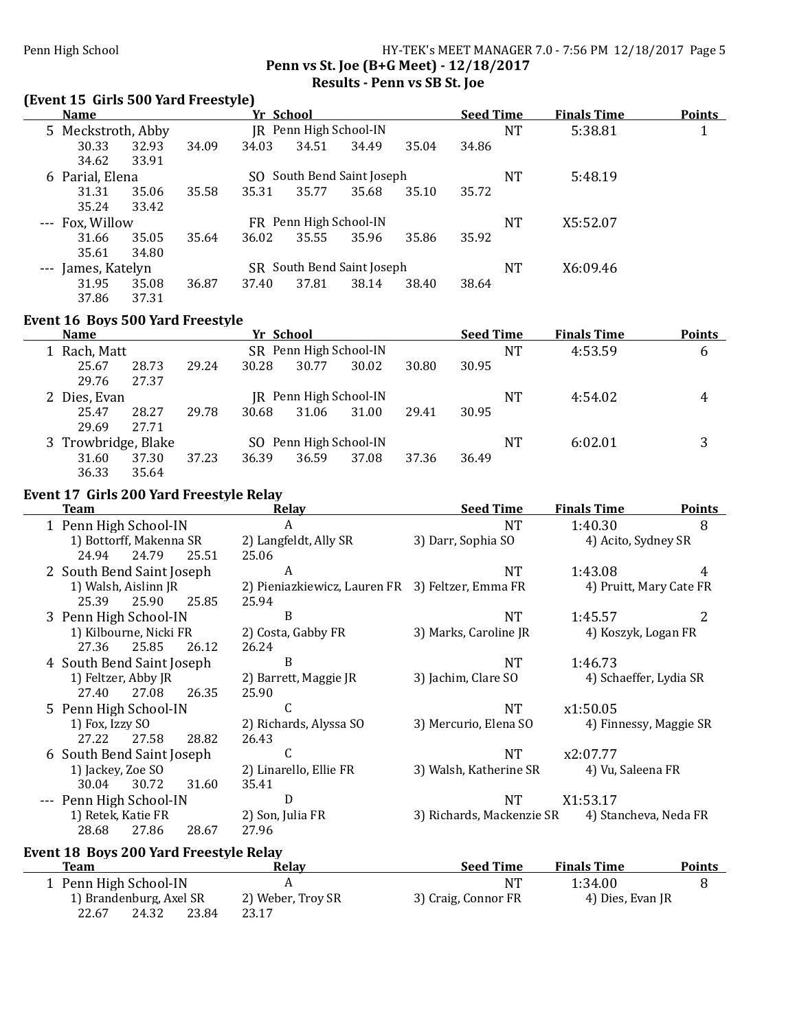Penn vs St. Joe (B+G Meet) - 12/18/2017

Results - Penn vs SB St. Joe

## (Event 15 Girls 500 Yard Freestyle)

| | Name | Yr | School | Seed Time | Finals Time | Points |
|---|---|---|---|---|---|---|
| 5 | Meckstroth, Abby | JR | Penn High School-IN | NT | 5:38.81 | 1 |
| | 30.33 32.93 34.09 34.03 34.51 34.49 35.04 34.86 34.62 33.91 | | | | | |
| 6 | Parial, Elena | SO | South Bend Saint Joseph | NT | 5:48.19 | |
| | 31.31 35.06 35.58 35.31 35.77 35.68 35.10 35.72 35.24 33.42 | | | | | |
| --- | Fox, Willow | FR | Penn High School-IN | NT | X5:52.07 | |
| | 31.66 35.05 35.64 36.02 35.55 35.96 35.86 35.92 35.61 34.80 | | | | | |
| --- | James, Katelyn | SR | South Bend Saint Joseph | NT | X6:09.46 | |
| | 31.95 35.08 36.87 37.40 37.81 38.14 38.40 38.64 37.86 37.31 | | | | | |

## Event 16 Boys 500 Yard Freestyle

| | Name | Yr | School | Seed Time | Finals Time | Points |
|---|---|---|---|---|---|---|
| 1 | Rach, Matt | SR | Penn High School-IN | NT | 4:53.59 | 6 |
| | 25.67 28.73 29.24 30.28 30.77 30.02 30.80 30.95 29.76 27.37 | | | | | |
| 2 | Dies, Evan | JR | Penn High School-IN | NT | 4:54.02 | 4 |
| | 25.47 28.27 29.78 30.68 31.06 31.00 29.41 30.95 29.69 27.71 | | | | | |
| 3 | Trowbridge, Blake | SO | Penn High School-IN | NT | 6:02.01 | 3 |
| | 31.60 37.30 37.23 36.39 36.59 37.08 37.36 36.49 36.33 35.64 | | | | | |

## Event 17 Girls 200 Yard Freestyle Relay

| | Team | Relay | Seed Time | Finals Time | Points |
|---|---|---|---|---|---|
| 1 | Penn High School-IN | A | NT | 1:40.30 | 8 |
| | 1) Bottorff, Makenna SR; 2) Langfeldt, Ally SR; 3) Darr, Sophia SO; 4) Acito, Sydney SR | | | | |
| | 24.94 24.79 25.51 25.06 | | | | |
| 2 | South Bend Saint Joseph | A | NT | 1:43.08 | 4 |
| | 1) Walsh, Aislinn JR; 2) Pieniazkiewicz, Lauren FR; 3) Feltzer, Emma FR; 4) Pruitt, Mary Cate FR | | | | |
| | 25.39 25.90 25.85 25.94 | | | | |
| 3 | Penn High School-IN | B | NT | 1:45.57 | 2 |
| | 1) Kilbourne, Nicki FR; 2) Costa, Gabby FR; 3) Marks, Caroline JR; 4) Koszyk, Logan FR | | | | |
| | 27.36 25.85 26.12 26.24 | | | | |
| 4 | South Bend Saint Joseph | B | NT | 1:46.73 | |
| | 1) Feltzer, Abby JR; 2) Barrett, Maggie JR; 3) Jachim, Clare SO; 4) Schaeffer, Lydia SR | | | | |
| | 27.40 27.08 26.35 25.90 | | | | |
| 5 | Penn High School-IN | C | NT | x1:50.05 | |
| | 1) Fox, Izzy SO; 2) Richards, Alyssa SO; 3) Mercurio, Elena SO; 4) Finnessy, Maggie SR | | | | |
| | 27.22 27.58 28.82 26.43 | | | | |
| 6 | South Bend Saint Joseph | C | NT | x2:07.77 | |
| | 1) Jackey, Zoe SO; 2) Linarello, Ellie FR; 3) Walsh, Katherine SR; 4) Vu, Saleena FR | | | | |
| | 30.04 30.72 31.60 35.41 | | | | |
| --- | Penn High School-IN | D | NT | X1:53.17 | |
| | 1) Retek, Katie FR; 2) Son, Julia FR; 3) Richards, Mackenzie SR; 4) Stancheva, Neda FR | | | | |
| | 28.68 27.86 28.67 27.96 | | | | |

## Event 18 Boys 200 Yard Freestyle Relay

| | Team | Relay | Seed Time | Finals Time | Points |
|---|---|---|---|---|---|
| 1 | Penn High School-IN | A | NT | 1:34.00 | 8 |
| | 1) Brandenburg, Axel SR; 2) Weber, Troy SR; 3) Craig, Connor FR; 4) Dies, Evan JR | | | | |
| | 22.67 24.32 23.84 23.17 | | | | |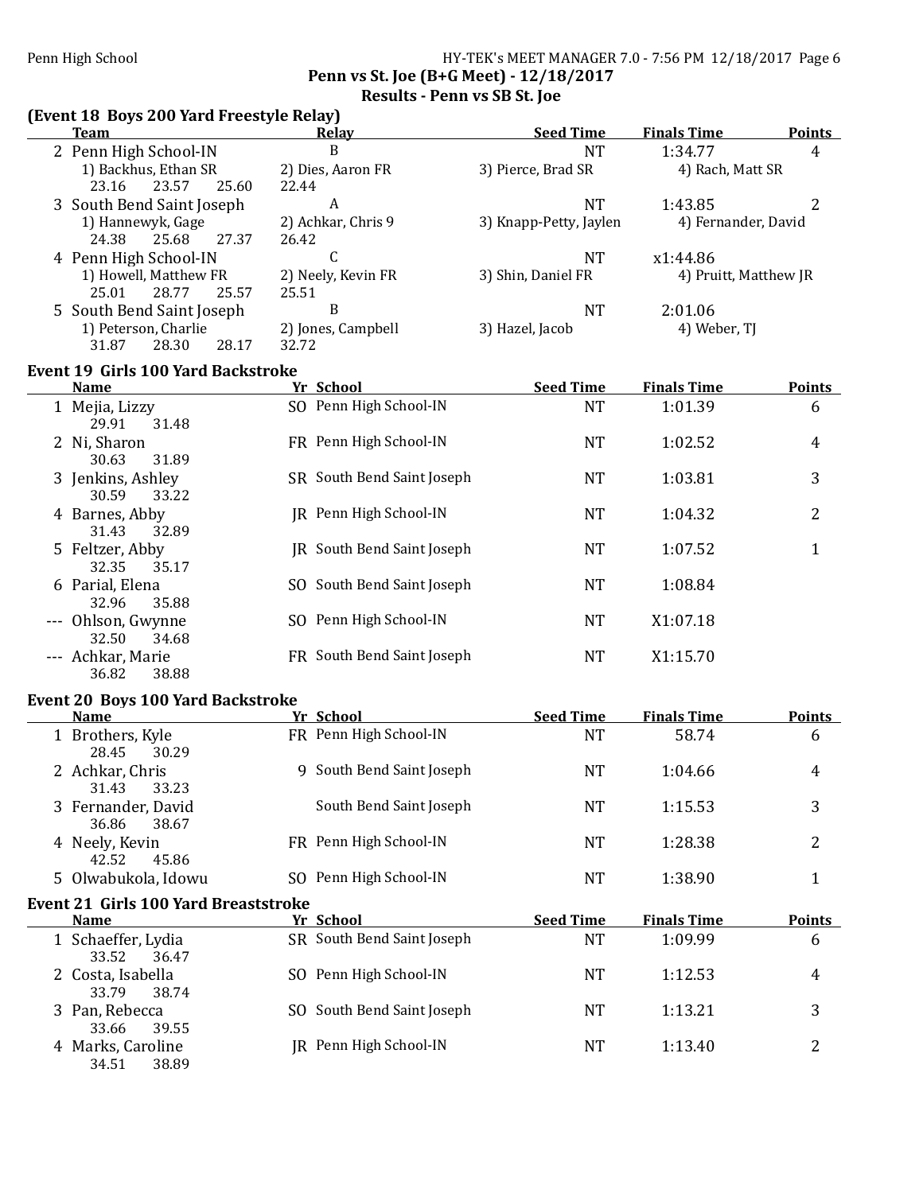## Penn vs St. Joe (B+G Meet) - 12/18/2017

### Results - Penn vs SB St. Joe

### (Event 18 Boys 200 Yard Freestyle Relay)

| | Team | Relay | Seed Time | Finals Time | Points |
|---|---|---|---|---|---|
| 2 | Penn High School-IN | B | NT | 1:34.77 | 4 |
| | 1) Backhus, Ethan SR | 2) Dies, Aaron FR | 3) Pierce, Brad SR | 4) Rach, Matt SR | |
| | 23.16 23.57 25.60 22.44 | | | | |
| 3 | South Bend Saint Joseph | A | NT | 1:43.85 | 2 |
| | 1) Hannewyk, Gage | 2) Achkar, Chris 9 | 3) Knapp-Petty, Jaylen | 4) Fernander, David | |
| | 24.38 25.68 27.37 26.42 | | | | |
| 4 | Penn High School-IN | C | NT | x1:44.86 | |
| | 1) Howell, Matthew FR | 2) Neely, Kevin FR | 3) Shin, Daniel FR | 4) Pruitt, Matthew JR | |
| | 25.01 28.77 25.57 25.51 | | | | |
| 5 | South Bend Saint Joseph | B | NT | 2:01.06 | |
| | 1) Peterson, Charlie | 2) Jones, Campbell | 3) Hazel, Jacob | 4) Weber, TJ | |
| | 31.87 28.30 28.17 32.72 | | | | |

### Event 19 Girls 100 Yard Backstroke

| | Name | Yr | School | Seed Time | Finals Time | Points |
|---|---|---|---|---|---|---|
| 1 | Mejia, Lizzy | SO | Penn High School-IN | NT | 1:01.39 | 6 |
| | 29.91 31.48 | | | | | |
| 2 | Ni, Sharon | FR | Penn High School-IN | NT | 1:02.52 | 4 |
| | 30.63 31.89 | | | | | |
| 3 | Jenkins, Ashley | SR | South Bend Saint Joseph | NT | 1:03.81 | 3 |
| | 30.59 33.22 | | | | | |
| 4 | Barnes, Abby | JR | Penn High School-IN | NT | 1:04.32 | 2 |
| | 31.43 32.89 | | | | | |
| 5 | Feltzer, Abby | JR | South Bend Saint Joseph | NT | 1:07.52 | 1 |
| | 32.35 35.17 | | | | | |
| 6 | Parial, Elena | SO | South Bend Saint Joseph | NT | 1:08.84 | |
| | 32.96 35.88 | | | | | |
| --- | Ohlson, Gwynne | SO | Penn High School-IN | NT | X1:07.18 | |
| | 32.50 34.68 | | | | | |
| --- | Achkar, Marie | FR | South Bend Saint Joseph | NT | X1:15.70 | |
| | 36.82 38.88 | | | | | |

### Event 20 Boys 100 Yard Backstroke

| | Name | Yr | School | Seed Time | Finals Time | Points |
|---|---|---|---|---|---|---|
| 1 | Brothers, Kyle | FR | Penn High School-IN | NT | 58.74 | 6 |
| | 28.45 30.29 | | | | | |
| 2 | Achkar, Chris | 9 | South Bend Saint Joseph | NT | 1:04.66 | 4 |
| | 31.43 33.23 | | | | | |
| 3 | Fernander, David | | South Bend Saint Joseph | NT | 1:15.53 | 3 |
| | 36.86 38.67 | | | | | |
| 4 | Neely, Kevin | FR | Penn High School-IN | NT | 1:28.38 | 2 |
| | 42.52 45.86 | | | | | |
| 5 | Olwabukola, Idowu | SO | Penn High School-IN | NT | 1:38.90 | 1 |

### Event 21 Girls 100 Yard Breaststroke

| | Name | Yr | School | Seed Time | Finals Time | Points |
|---|---|---|---|---|---|---|
| 1 | Schaeffer, Lydia | SR | South Bend Saint Joseph | NT | 1:09.99 | 6 |
| | 33.52 36.47 | | | | | |
| 2 | Costa, Isabella | SO | Penn High School-IN | NT | 1:12.53 | 4 |
| | 33.79 38.74 | | | | | |
| 3 | Pan, Rebecca | SO | South Bend Saint Joseph | NT | 1:13.21 | 3 |
| | 33.66 39.55 | | | | | |
| 4 | Marks, Caroline | JR | Penn High School-IN | NT | 1:13.40 | 2 |
| | 34.51 38.89 | | | | | |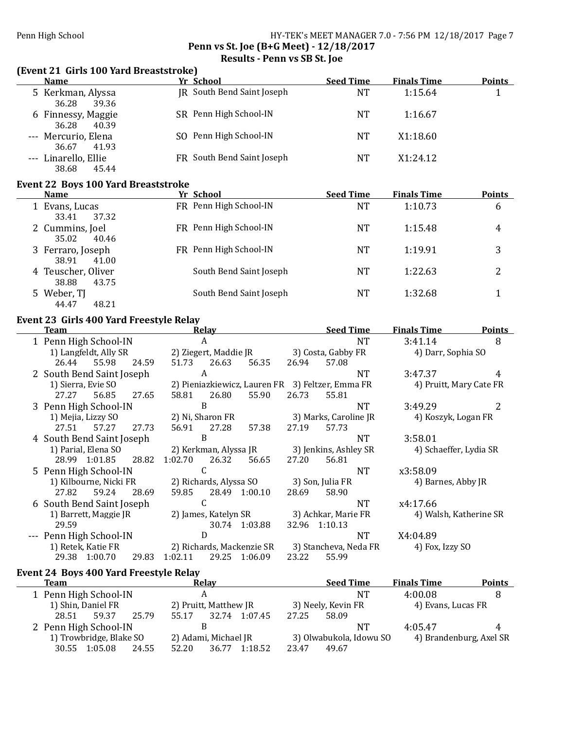**Penn vs St. Joe (B+G Meet) - 12/18/2017**

**Results - Penn vs SB St. Joe**

### (Event 21 Girls 100 Yard Breaststroke)

| | Name | Yr | School | Seed Time | Finals Time | Points |
|---|---|---|---|---|---|---|
| 5 | Kerkman, Alyssa | JR | South Bend Saint Joseph | NT | 1:15.64 | 1 |
| | 36.28 39.36 | | | | | |
| 6 | Finnessy, Maggie | SR | Penn High School-IN | NT | 1:16.67 | |
| | 36.28 40.39 | | | | | |
| --- | Mercurio, Elena | SO | Penn High School-IN | NT | X1:18.60 | |
| | 36.67 41.93 | | | | | |
| --- | Linarello, Ellie | FR | South Bend Saint Joseph | NT | X1:24.12 | |
| | 38.68 45.44 | | | | | |

### Event 22 Boys 100 Yard Breaststroke

| | Name | Yr | School | Seed Time | Finals Time | Points |
|---|---|---|---|---|---|---|
| 1 | Evans, Lucas | FR | Penn High School-IN | NT | 1:10.73 | 6 |
| | 33.41 37.32 | | | | | |
| 2 | Cummins, Joel | FR | Penn High School-IN | NT | 1:15.48 | 4 |
| | 35.02 40.46 | | | | | |
| 3 | Ferraro, Joseph | FR | Penn High School-IN | NT | 1:19.91 | 3 |
| | 38.91 41.00 | | | | | |
| 4 | Teuscher, Oliver | | South Bend Saint Joseph | NT | 1:22.63 | 2 |
| | 38.88 43.75 | | | | | |
| 5 | Weber, TJ | | South Bend Saint Joseph | NT | 1:32.68 | 1 |
| | 44.47 48.21 | | | | | |

### Event 23 Girls 400 Yard Freestyle Relay

| | Team | Relay | Seed Time | Finals Time | Points |
|---|---|---|---|---|---|
| 1 | Penn High School-IN | A | NT | 3:41.14 | 8 |
| | 1) Langfeldt, Ally SR; 2) Ziegert, Maddie JR; 3) Costa, Gabby FR; 4) Darr, Sophia SO | | | | |
| | 26.44 55.98 24.59 51.73 26.63 56.35 26.94 57.08 | | | | |
| 2 | South Bend Saint Joseph | A | NT | 3:47.37 | 4 |
| | 1) Sierra, Evie SO; 2) Pieniazkiewicz, Lauren FR; 3) Feltzer, Emma FR; 4) Pruitt, Mary Cate FR | | | | |
| | 27.27 56.85 27.65 58.81 26.80 55.90 26.73 55.81 | | | | |
| 3 | Penn High School-IN | B | NT | 3:49.29 | 2 |
| | 1) Mejia, Lizzy SO; 2) Ni, Sharon FR; 3) Marks, Caroline JR; 4) Koszyk, Logan FR | | | | |
| | 27.51 57.27 27.73 56.91 27.28 57.38 27.19 57.73 | | | | |
| 4 | South Bend Saint Joseph | B | NT | 3:58.01 | |
| | 1) Parial, Elena SO; 2) Kerkman, Alyssa JR; 3) Jenkins, Ashley SR; 4) Schaeffer, Lydia SR | | | | |
| | 28.99 1:01.85 28.82 1:02.70 26.32 56.65 27.20 56.81 | | | | |
| 5 | Penn High School-IN | C | NT | x3:58.09 | |
| | 1) Kilbourne, Nicki FR; 2) Richards, Alyssa SO; 3) Son, Julia FR; 4) Barnes, Abby JR | | | | |
| | 27.82 59.24 28.69 59.85 28.49 1:00.10 28.69 58.90 | | | | |
| 6 | South Bend Saint Joseph | C | NT | x4:17.66 | |
| | 1) Barrett, Maggie JR; 2) James, Katelyn SR; 3) Achkar, Marie FR; 4) Walsh, Katherine SR | | | | |
| | 29.59 30.74 1:03.88 32.96 1:10.13 | | | | |
| --- | Penn High School-IN | D | NT | X4:04.89 | |
| | 1) Retek, Katie FR; 2) Richards, Mackenzie SR; 3) Stancheva, Neda FR; 4) Fox, Izzy SO | | | | |
| | 29.38 1:00.70 29.83 1:02.11 29.25 1:06.09 23.22 55.99 | | | | |

### Event 24 Boys 400 Yard Freestyle Relay

| | Team | Relay | Seed Time | Finals Time | Points |
|---|---|---|---|---|---|
| 1 | Penn High School-IN | A | NT | 4:00.08 | 8 |
| | 1) Shin, Daniel FR; 2) Pruitt, Matthew JR; 3) Neely, Kevin FR; 4) Evans, Lucas FR | | | | |
| | 28.51 59.37 25.79 55.17 32.74 1:07.45 27.25 58.09 | | | | |
| 2 | Penn High School-IN | B | NT | 4:05.47 | 4 |
| | 1) Trowbridge, Blake SO; 2) Adami, Michael JR; 3) Olwabukola, Idowu SO; 4) Brandenburg, Axel SR | | | | |
| | 30.55 1:05.08 24.55 52.20 36.77 1:18.52 23.47 49.67 | | | | |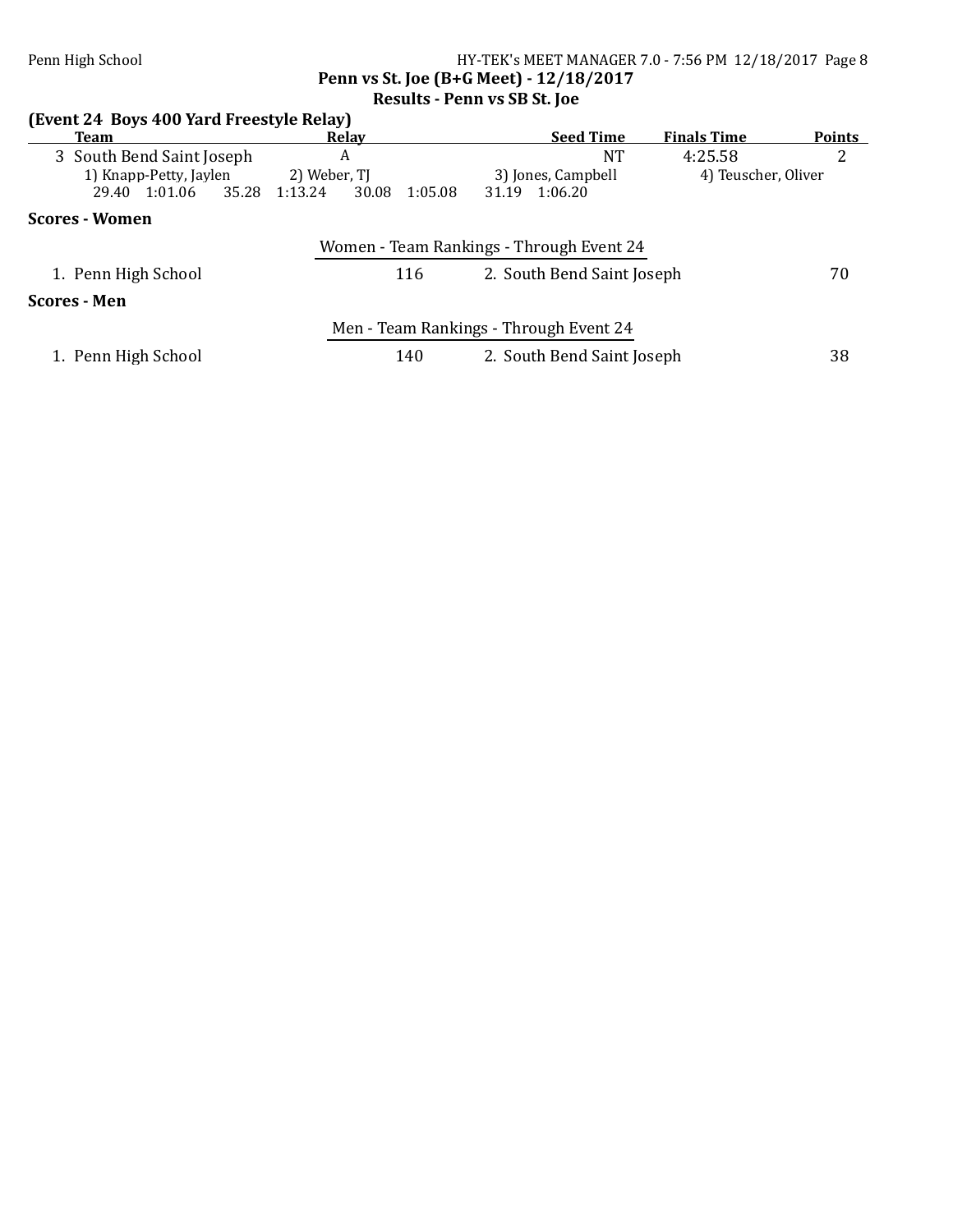**Penn vs St. Joe (B+G Meet) - 12/18/2017**

**Results - Penn vs SB St. Joe**

**(Event 24 Boys 400 Yard Freestyle Relay)**

| Team | Relay | Seed Time | Finals Time | Points |
|---|---|---|---|---|
| 3 South Bend Saint Joseph | A | NT | 4:25.58 | 2 |

1) Knapp-Petty, Jaylen 2) Weber, TJ 3) Jones, Campbell 4) Teuscher, Oliver

29.40 1:01.06 35.28 1:13.24 30.08 1:05.08 31.19 1:06.20

**Scores - Women**

Women - Team Rankings - Through Event 24

| | | | |
|---|---|---|---|
| 1. Penn High School | 116 | 2. South Bend Saint Joseph | 70 |

**Scores - Men**

Men - Team Rankings - Through Event 24

| | | | |
|---|---|---|---|
| 1. Penn High School | 140 | 2. South Bend Saint Joseph | 38 |